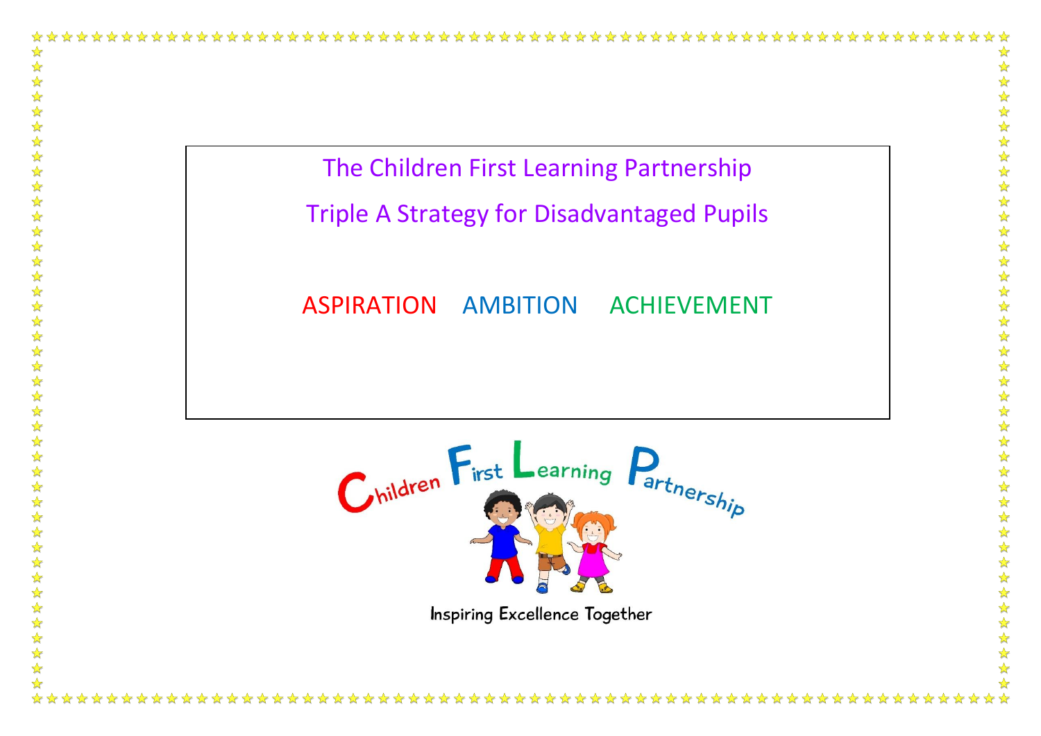# The Children First Learning Partnership

## Triple A Strategy for Disadvantaged Pupils

ASPIRATION AMBITION ACHIEVEMENT

Children First Learning Partnership

Inspiring Excellence Together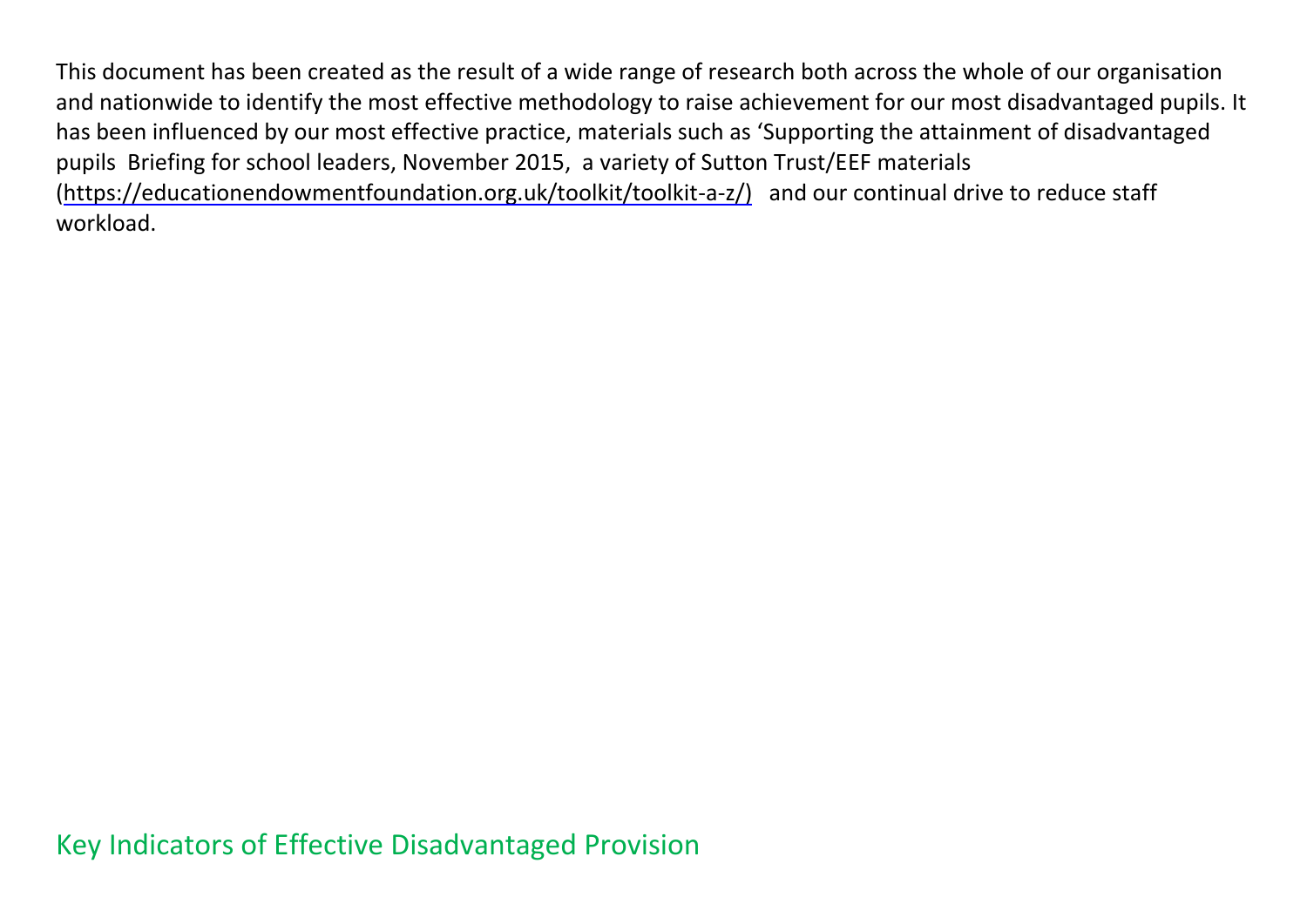This document has been created as the result of a wide range of research both across the whole of our organisation and nationwide to identify the most effective methodology to raise achievement for our most disadvantaged pupils. It has been influenced by our most effective practice, materials such as 'Supporting the attainment of disadvantaged pupils Briefing for school leaders, November 2015, a variety of Sutton Trust/EEF materials (https://educationendowmentfoundation.org.uk/toolkit/toolkit-a-z/) and our continual drive to reduce staff workload.

## Key Indicators of Effective Disadvantaged Provision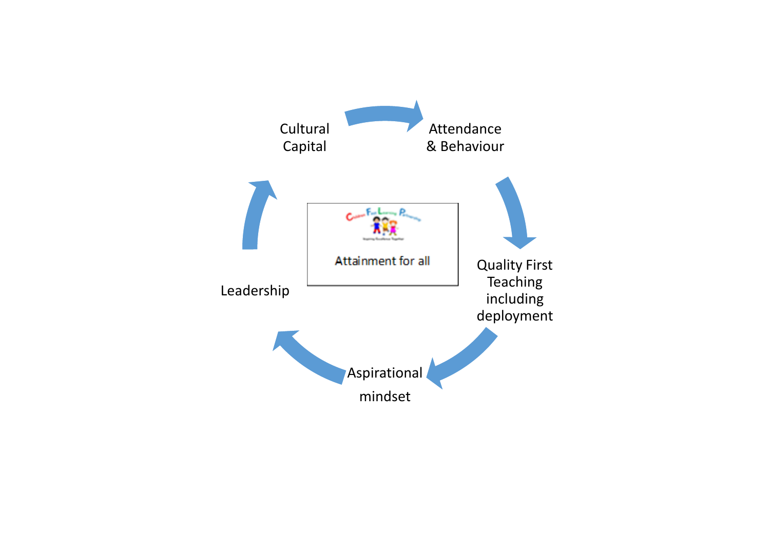Cultural Capital

Attendance & Behaviour

Quality First Teaching including deployment

Aspirational mindset

Leadership

Attainment for all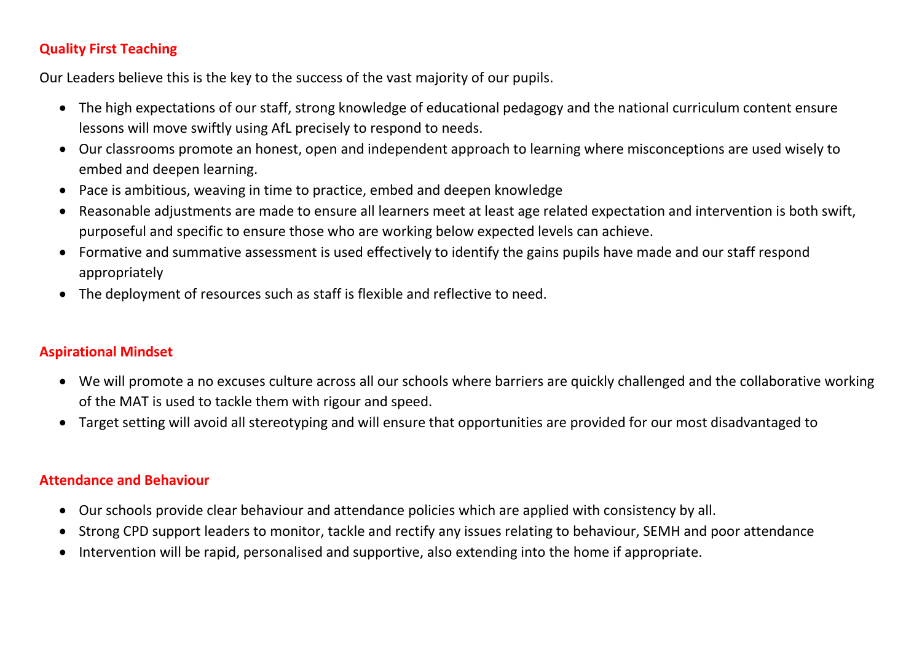## Quality First Teaching

Our Leaders believe this is the key to the success of the vast majority of our pupils.

- The high expectations of our staff, strong knowledge of educational pedagogy and the national curriculum content ensure lessons will move swiftly using AfL precisely to respond to needs.
- Our classrooms promote an honest, open and independent approach to learning where misconceptions are used wisely to embed and deepen learning.
- Pace is ambitious, weaving in time to practice, embed and deepen knowledge
- Reasonable adjustments are made to ensure all learners meet at least age related expectation and intervention is both swift, purposeful and specific to ensure those who are working below expected levels can achieve.
- Formative and summative assessment is used effectively to identify the gains pupils have made and our staff respond appropriately
- The deployment of resources such as staff is flexible and reflective to need.

## Aspirational Mindset

- We will promote a no excuses culture across all our schools where barriers are quickly challenged and the collaborative working of the MAT is used to tackle them with rigour and speed.
- Target setting will avoid all stereotyping and will ensure that opportunities are provided for our most disadvantaged to

## Attendance and Behaviour

- Our schools provide clear behaviour and attendance policies which are applied with consistency by all.
- Strong CPD support leaders to monitor, tackle and rectify any issues relating to behaviour, SEMH and poor attendance
- Intervention will be rapid, personalised and supportive, also extending into the home if appropriate.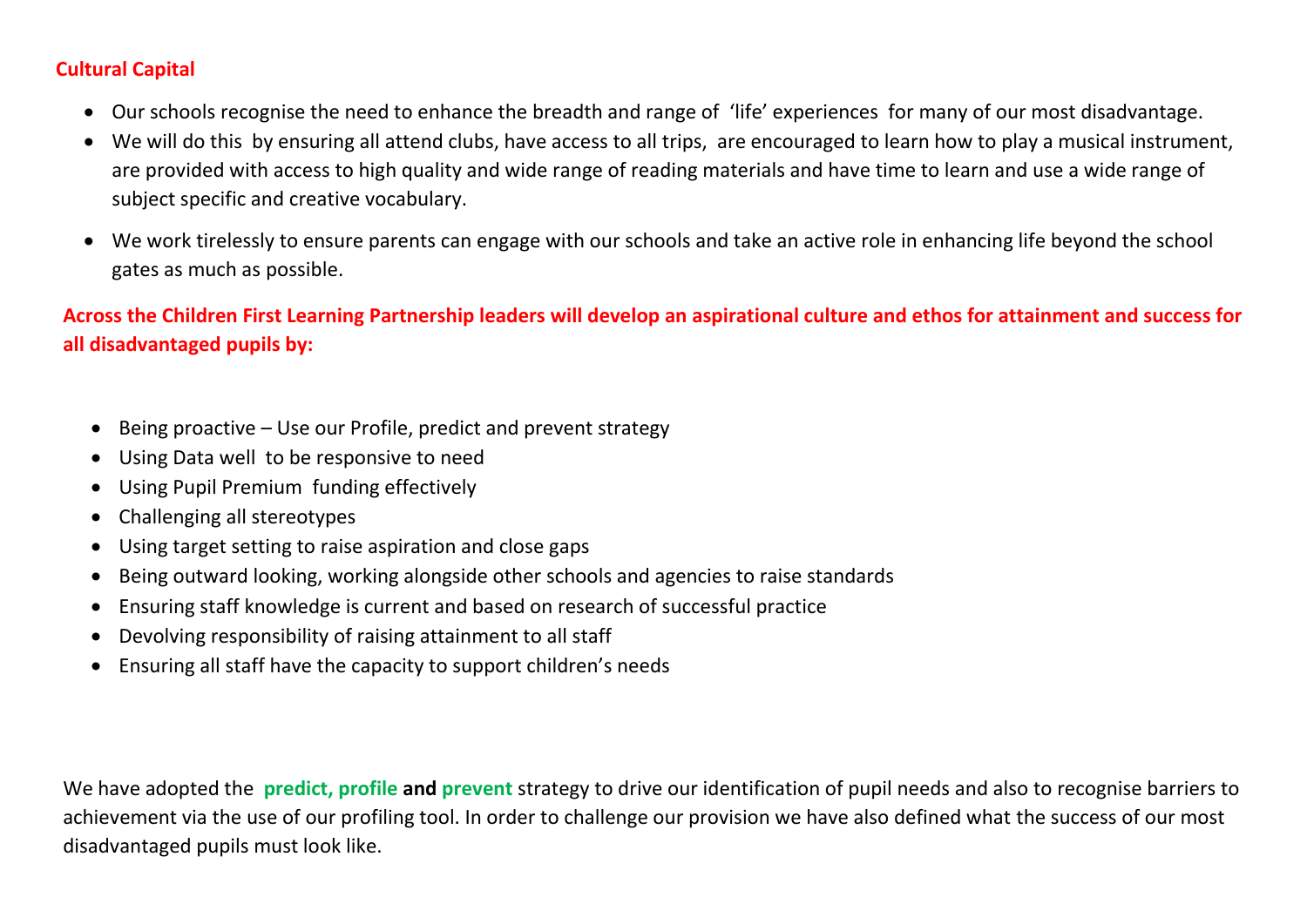## Cultural Capital

- Our schools recognise the need to enhance the breadth and range of 'life' experiences for many of our most disadvantage.
- We will do this by ensuring all attend clubs, have access to all trips, are encouraged to learn how to play a musical instrument, are provided with access to high quality and wide range of reading materials and have time to learn and use a wide range of subject specific and creative vocabulary.
- We work tirelessly to ensure parents can engage with our schools and take an active role in enhancing life beyond the school gates as much as possible.

**Across the Children First Learning Partnership leaders will develop an aspirational culture and ethos for attainment and success for all disadvantaged pupils by:**

- Being proactive – Use our Profile, predict and prevent strategy
- Using Data well to be responsive to need
- Using Pupil Premium funding effectively
- Challenging all stereotypes
- Using target setting to raise aspiration and close gaps
- Being outward looking, working alongside other schools and agencies to raise standards
- Ensuring staff knowledge is current and based on research of successful practice
- Devolving responsibility of raising attainment to all staff
- Ensuring all staff have the capacity to support children's needs

We have adopted the **predict, profile and prevent** strategy to drive our identification of pupil needs and also to recognise barriers to achievement via the use of our profiling tool. In order to challenge our provision we have also defined what the success of our most disadvantaged pupils must look like.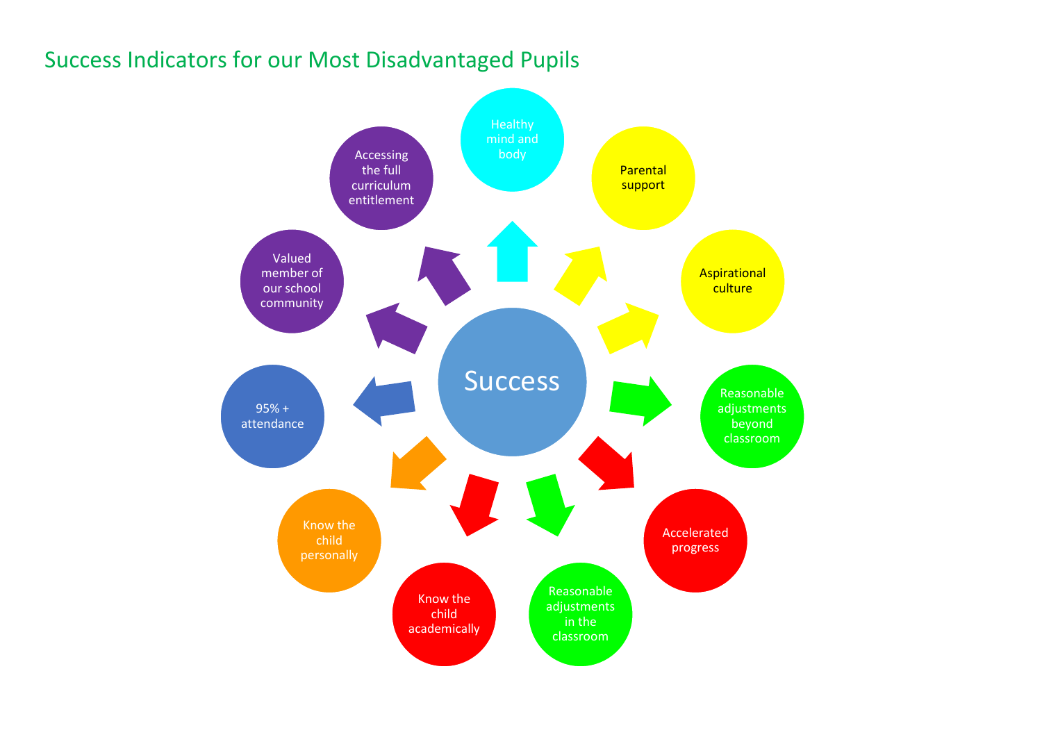# Success Indicators for our Most Disadvantaged Pupils

**Success**

- Healthy mind and body
- Parental support
- Aspirational culture
- Reasonable adjustments beyond classroom
- Accelerated progress
- Reasonable adjustments in the classroom
- Know the child academically
- Know the child personally
- 95% + attendance
- Valued member of our school community
- Accessing the full curriculum entitlement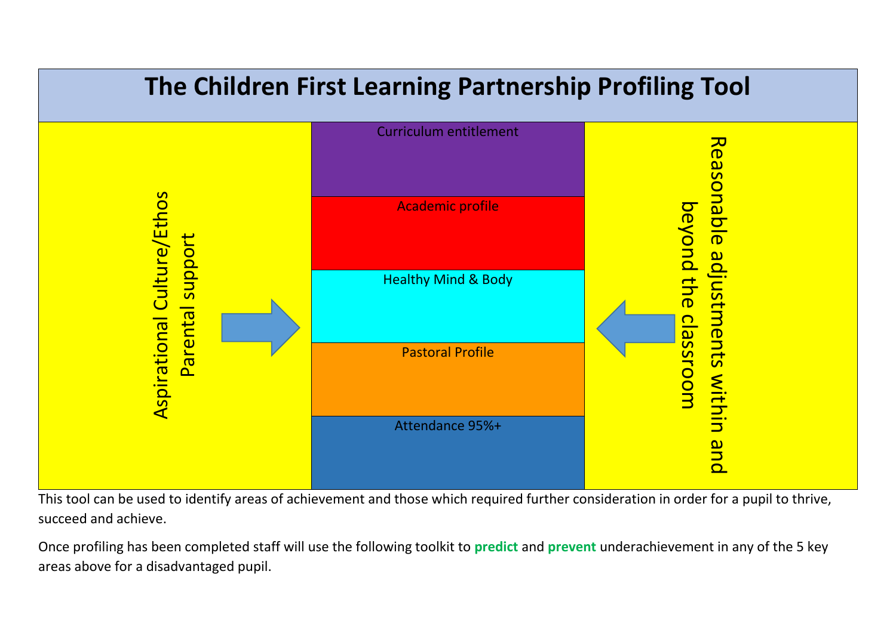# The Children First Learning Partnership Profiling Tool

| Aspirational Culture/Ethos Parental support → | Curriculum entitlement | ← Reasonable adjustments within and beyond the classroom |
|---|---|---|
| | Academic profile | |
| | Healthy Mind & Body | |
| | Pastoral Profile | |
| | Attendance 95%+ | |

This tool can be used to identify areas of achievement and those which required further consideration in order for a pupil to thrive, succeed and achieve.

Once profiling has been completed staff will use the following toolkit to **predict** and **prevent** underachievement in any of the 5 key areas above for a disadvantaged pupil.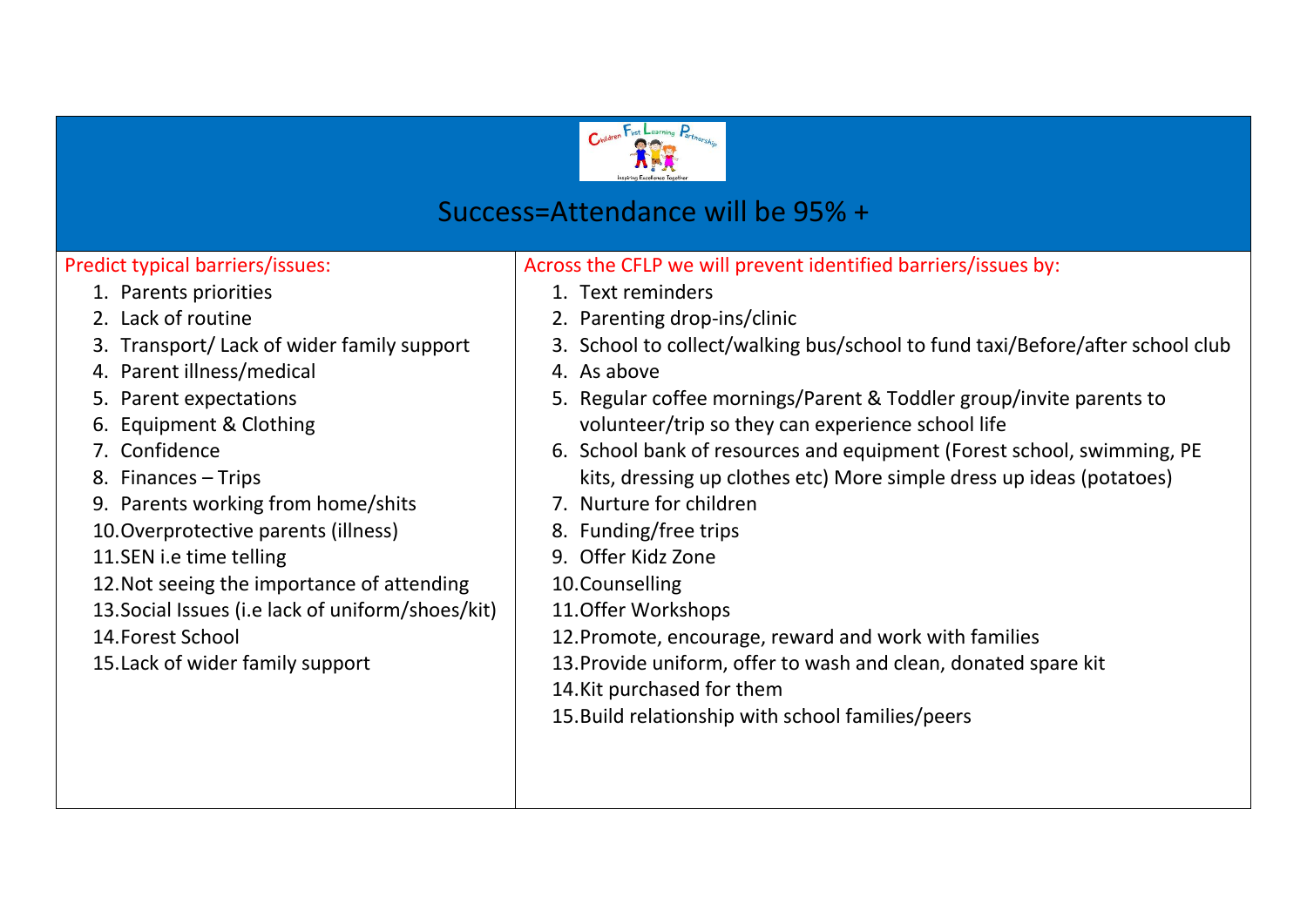# Success=Attendance will be 95% +

| Predict typical barriers/issues: | Across the CFLP we will prevent identified barriers/issues by: |
|---|---|
| 1. Parents priorities | 1. Text reminders |
| 2. Lack of routine | 2. Parenting drop-ins/clinic |
| 3. Transport/ Lack of wider family support | 3. School to collect/walking bus/school to fund taxi/Before/after school club |
| 4. Parent illness/medical | 4. As above |
| 5. Parent expectations | 5. Regular coffee mornings/Parent & Toddler group/invite parents to volunteer/trip so they can experience school life |
| 6. Equipment & Clothing | 6. School bank of resources and equipment (Forest school, swimming, PE kits, dressing up clothes etc) More simple dress up ideas (potatoes) |
| 7. Confidence | 7. Nurture for children |
| 8. Finances – Trips | 8. Funding/free trips |
| 9. Parents working from home/shits | 9. Offer Kidz Zone |
| 10. Overprotective parents (illness) | 10. Counselling |
| 11. SEN i.e time telling | 11. Offer Workshops |
| 12. Not seeing the importance of attending | 12. Promote, encourage, reward and work with families |
| 13. Social Issues (i.e lack of uniform/shoes/kit) | 13. Provide uniform, offer to wash and clean, donated spare kit |
| 14. Forest School | 14. Kit purchased for them |
| 15. Lack of wider family support | 15. Build relationship with school families/peers |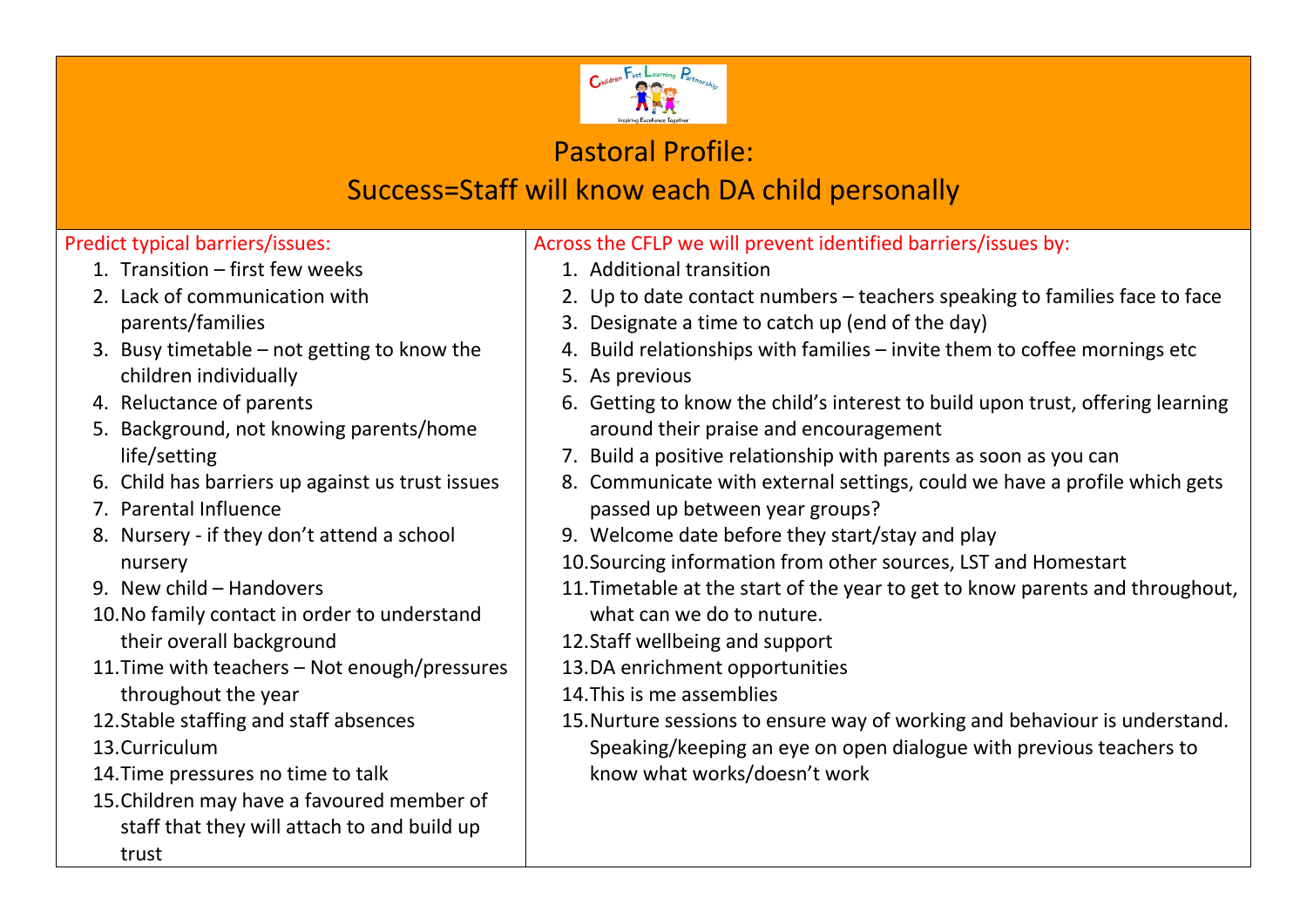# Pastoral Profile:

## Success=Staff will know each DA child personally

| Predict typical barriers/issues: | Across the CFLP we will prevent identified barriers/issues by: |
|---|---|
| 1. Transition – first few weeks<br>2. Lack of communication with parents/families<br>3. Busy timetable – not getting to know the children individually<br>4. Reluctance of parents<br>5. Background, not knowing parents/home life/setting<br>6. Child has barriers up against us trust issues<br>7. Parental Influence<br>8. Nursery - if they don't attend a school nursery<br>9. New child – Handovers<br>10. No family contact in order to understand their overall background<br>11. Time with teachers – Not enough/pressures throughout the year<br>12. Stable staffing and staff absences<br>13. Curriculum<br>14. Time pressures no time to talk<br>15. Children may have a favoured member of staff that they will attach to and build up trust | 1. Additional transition<br>2. Up to date contact numbers – teachers speaking to families face to face<br>3. Designate a time to catch up (end of the day)<br>4. Build relationships with families – invite them to coffee mornings etc<br>5. As previous<br>6. Getting to know the child's interest to build upon trust, offering learning around their praise and encouragement<br>7. Build a positive relationship with parents as soon as you can<br>8. Communicate with external settings, could we have a profile which gets passed up between year groups?<br>9. Welcome date before they start/stay and play<br>10. Sourcing information from other sources, LST and Homestart<br>11. Timetable at the start of the year to get to know parents and throughout, what can we do to nuture.<br>12. Staff wellbeing and support<br>13. DA enrichment opportunities<br>14. This is me assemblies<br>15. Nurture sessions to ensure way of working and behaviour is understand. Speaking/keeping an eye on open dialogue with previous teachers to know what works/doesn't work |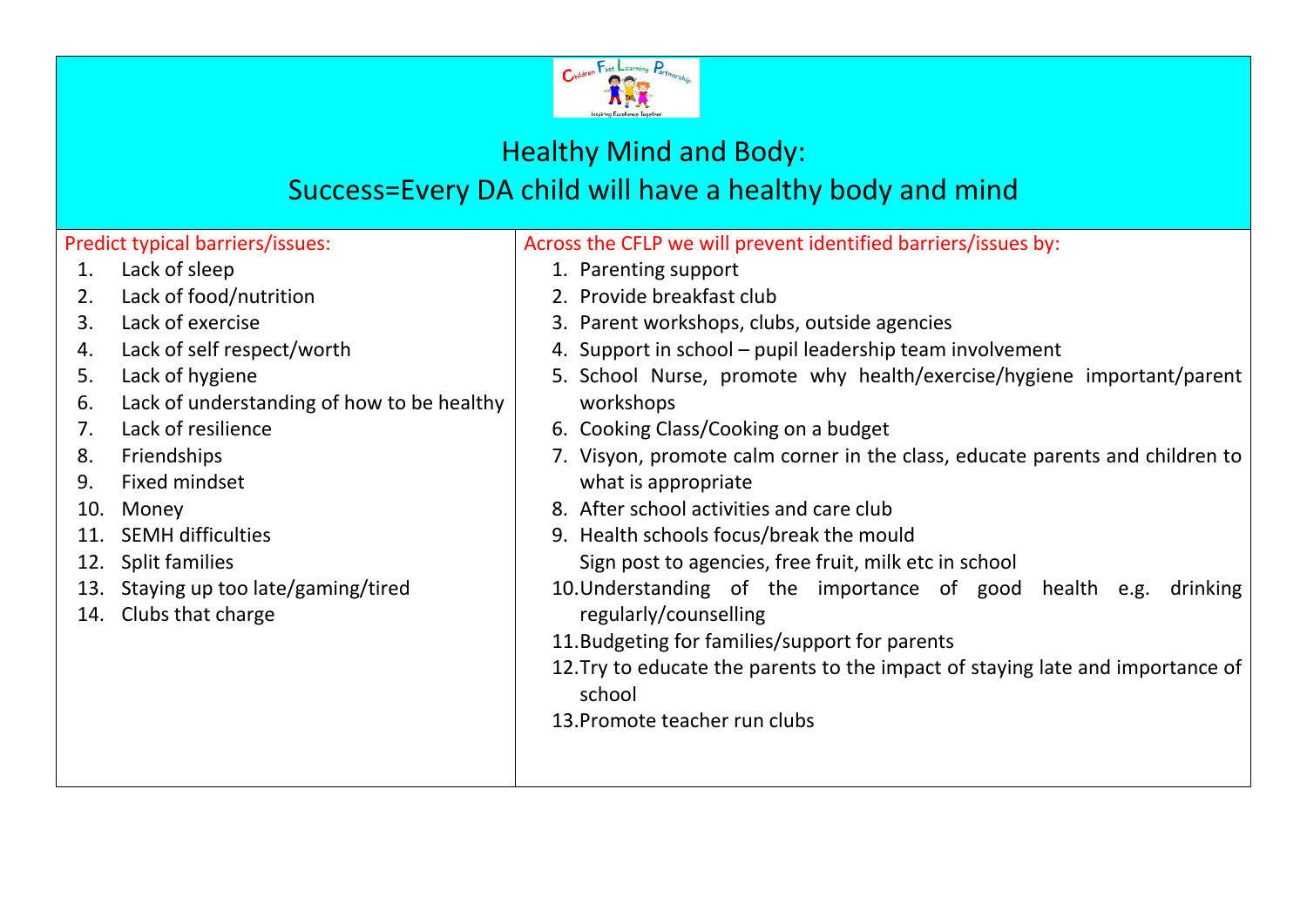# Healthy Mind and Body:

## Success=Every DA child will have a healthy body and mind

| Predict typical barriers/issues: | Across the CFLP we will prevent identified barriers/issues by: |
| --- | --- |
| 1. Lack of sleep<br>2. Lack of food/nutrition<br>3. Lack of exercise<br>4. Lack of self respect/worth<br>5. Lack of hygiene<br>6. Lack of understanding of how to be healthy<br>7. Lack of resilience<br>8. Friendships<br>9. Fixed mindset<br>10. Money<br>11. SEMH difficulties<br>12. Split families<br>13. Staying up too late/gaming/tired<br>14. Clubs that charge | 1. Parenting support<br>2. Provide breakfast club<br>3. Parent workshops, clubs, outside agencies<br>4. Support in school – pupil leadership team involvement<br>5. School Nurse, promote why health/exercise/hygiene important/parent workshops<br>6. Cooking Class/Cooking on a budget<br>7. Visyon, promote calm corner in the class, educate parents and children to what is appropriate<br>8. After school activities and care club<br>9. Health schools focus/break the mould<br>Sign post to agencies, free fruit, milk etc in school<br>10. Understanding of the importance of good health e.g. drinking regularly/counselling<br>11. Budgeting for families/support for parents<br>12. Try to educate the parents to the impact of staying late and importance of school<br>13. Promote teacher run clubs |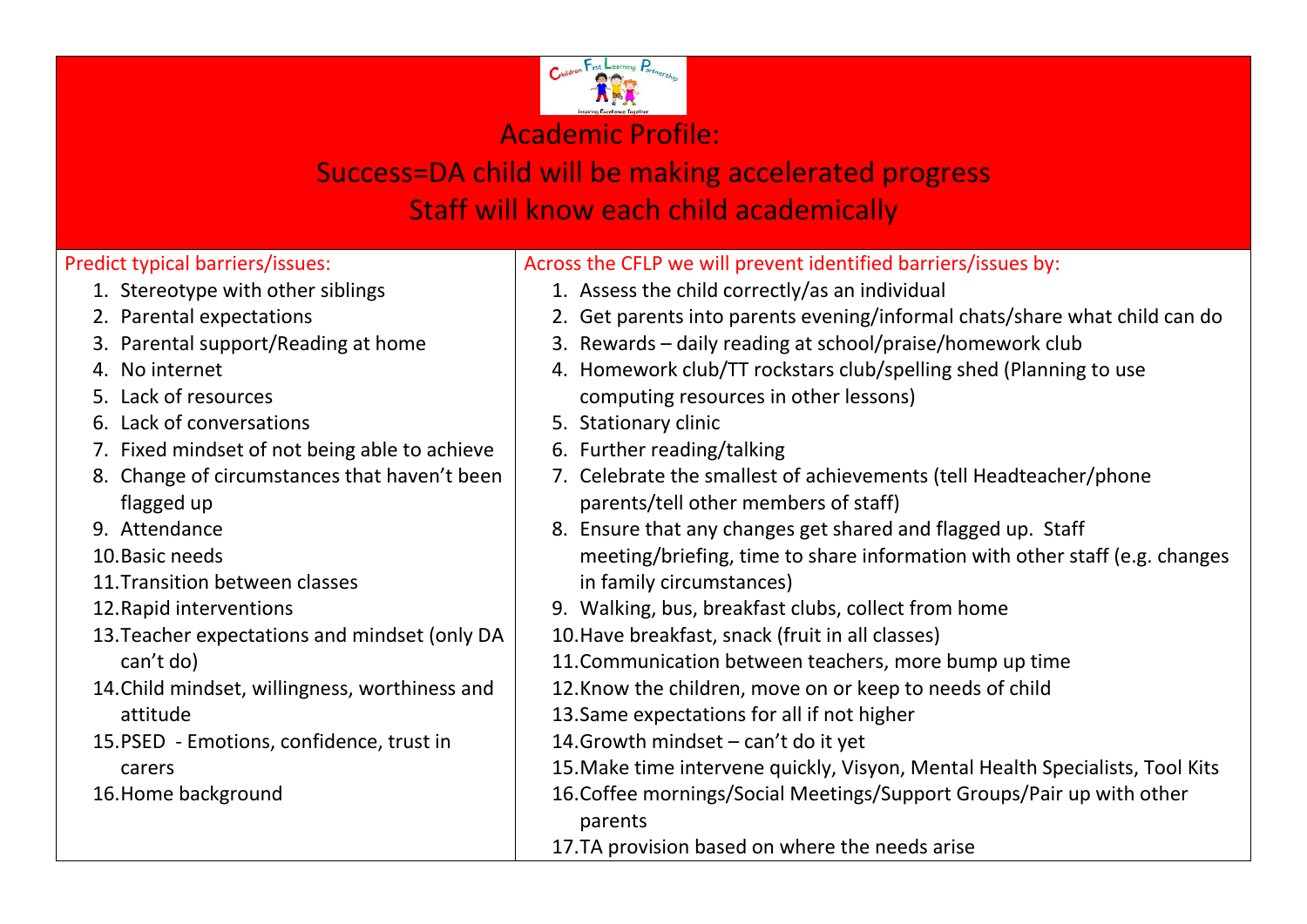# Academic Profile:

## Success=DA child will be making accelerated progress

## Staff will know each child academically

| Predict typical barriers/issues: | Across the CFLP we will prevent identified barriers/issues by: |
| --- | --- |
| 1. Stereotype with other siblings | 1. Assess the child correctly/as an individual |
| 2. Parental expectations | 2. Get parents into parents evening/informal chats/share what child can do |
| 3. Parental support/Reading at home | 3. Rewards – daily reading at school/praise/homework club |
| 4. No internet | 4. Homework club/TT rockstars club/spelling shed (Planning to use computing resources in other lessons) |
| 5. Lack of resources | 5. Stationary clinic |
| 6. Lack of conversations | 6. Further reading/talking |
| 7. Fixed mindset of not being able to achieve | 7. Celebrate the smallest of achievements (tell Headteacher/phone parents/tell other members of staff) |
| 8. Change of circumstances that haven't been flagged up | 8. Ensure that any changes get shared and flagged up. Staff meeting/briefing, time to share information with other staff (e.g. changes in family circumstances) |
| 9. Attendance | 9. Walking, bus, breakfast clubs, collect from home |
| 10. Basic needs | 10. Have breakfast, snack (fruit in all classes) |
| 11. Transition between classes | 11. Communication between teachers, more bump up time |
| 12. Rapid interventions | 12. Know the children, move on or keep to needs of child |
| 13. Teacher expectations and mindset (only DA can't do) | 13. Same expectations for all if not higher |
| 14. Child mindset, willingness, worthiness and attitude | 14. Growth mindset – can't do it yet |
| 15. PSED - Emotions, confidence, trust in carers | 15. Make time intervene quickly, Visyon, Mental Health Specialists, Tool Kits |
| 16. Home background | 16. Coffee mornings/Social Meetings/Support Groups/Pair up with other parents |
| | 17. TA provision based on where the needs arise |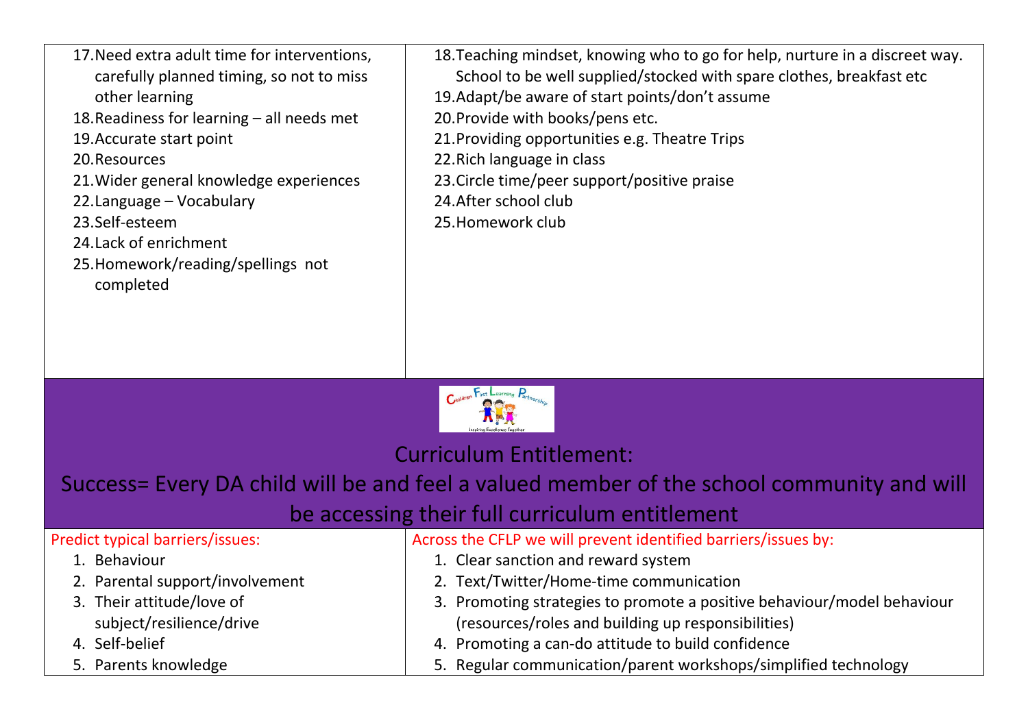| | |
|---|---|
| 17. Need extra adult time for interventions, carefully planned timing, so not to miss other learning<br>18. Readiness for learning – all needs met<br>19. Accurate start point<br>20. Resources<br>21. Wider general knowledge experiences<br>22. Language – Vocabulary<br>23. Self-esteem<br>24. Lack of enrichment<br>25. Homework/reading/spellings not completed | 18. Teaching mindset, knowing who to go for help, nurture in a discreet way. School to be well supplied/stocked with spare clothes, breakfast etc<br>19. Adapt/be aware of start points/don't assume<br>20. Provide with books/pens etc.<br>21. Providing opportunities e.g. Theatre Trips<br>22. Rich language in class<br>23. Circle time/peer support/positive praise<br>24. After school club<br>25. Homework club |

Children First Learning Partnership

Inspiring Excellence Together

## Curriculum Entitlement:

## Success= Every DA child will be and feel a valued member of the school community and will be accessing their full curriculum entitlement

| Predict typical barriers/issues: | Across the CFLP we will prevent identified barriers/issues by: |
|---|---|
| 1. Behaviour<br>2. Parental support/involvement<br>3. Their attitude/love of subject/resilience/drive<br>4. Self-belief<br>5. Parents knowledge | 1. Clear sanction and reward system<br>2. Text/Twitter/Home-time communication<br>3. Promoting strategies to promote a positive behaviour/model behaviour (resources/roles and building up responsibilities)<br>4. Promoting a can-do attitude to build confidence<br>5. Regular communication/parent workshops/simplified technology |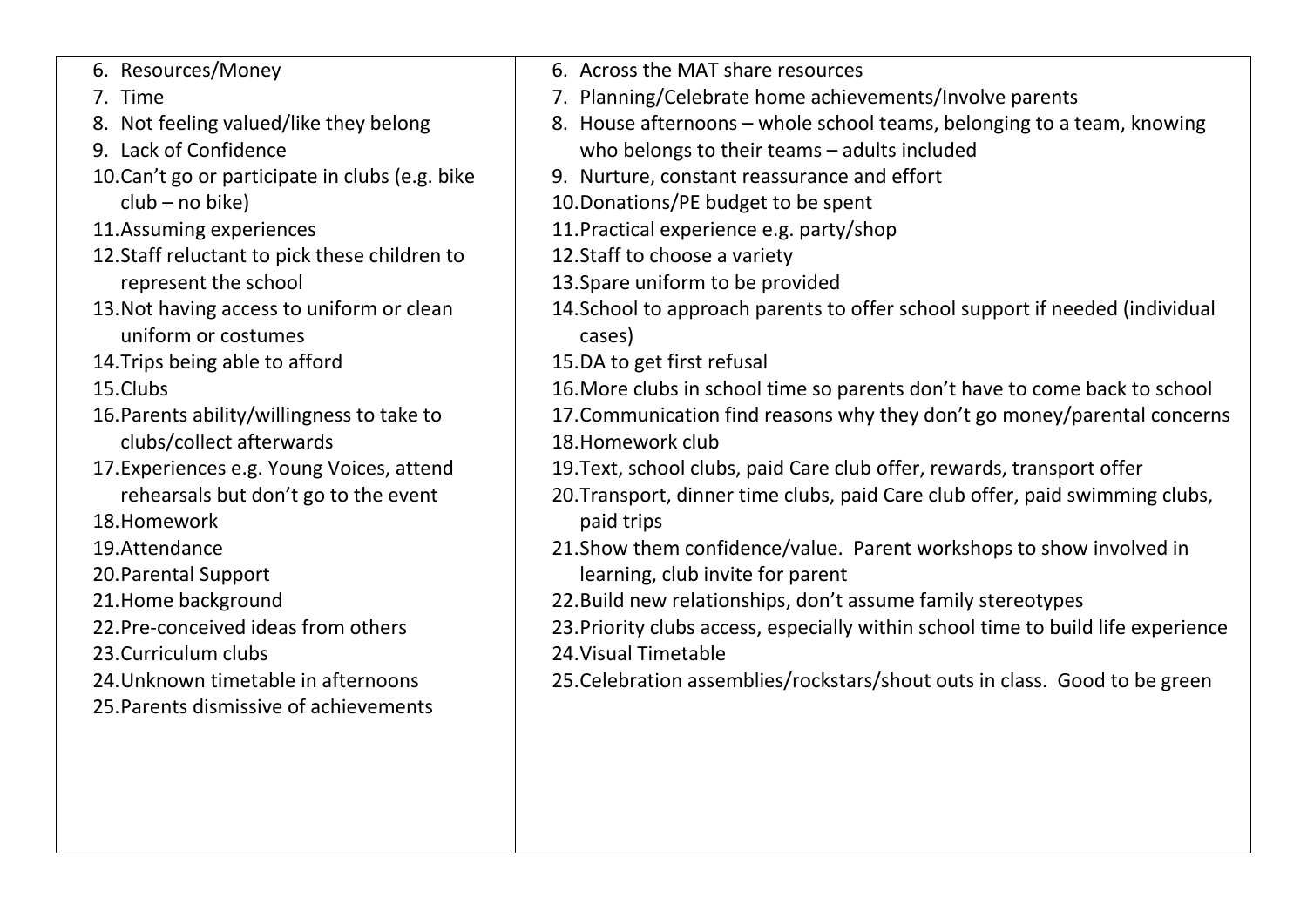| | |
|---|---|
| 6. Resources/Money | 6. Across the MAT share resources |
| 7. Time | 7. Planning/Celebrate home achievements/Involve parents |
| 8. Not feeling valued/like they belong | 8. House afternoons – whole school teams, belonging to a team, knowing who belongs to their teams – adults included |
| 9. Lack of Confidence | 9. Nurture, constant reassurance and effort |
| 10. Can't go or participate in clubs (e.g. bike club – no bike) | 10. Donations/PE budget to be spent |
| 11. Assuming experiences | 11. Practical experience e.g. party/shop |
| 12. Staff reluctant to pick these children to represent the school | 12. Staff to choose a variety |
| 13. Not having access to uniform or clean uniform or costumes | 13. Spare uniform to be provided |
| 14. Trips being able to afford | 14. School to approach parents to offer school support if needed (individual cases) |
| 15. Clubs | 15. DA to get first refusal |
| 16. Parents ability/willingness to take to clubs/collect afterwards | 16. More clubs in school time so parents don't have to come back to school |
| 17. Experiences e.g. Young Voices, attend rehearsals but don't go to the event | 17. Communication find reasons why they don't go money/parental concerns |
| 18. Homework | 18. Homework club |
| 19. Attendance | 19. Text, school clubs, paid Care club offer, rewards, transport offer |
| 20. Parental Support | 20. Transport, dinner time clubs, paid Care club offer, paid swimming clubs, paid trips |
| 21. Home background | 21. Show them confidence/value. Parent workshops to show involved in learning, club invite for parent |
| 22. Pre-conceived ideas from others | 22. Build new relationships, don't assume family stereotypes |
| 23. Curriculum clubs | 23. Priority clubs access, especially within school time to build life experience |
| 24. Unknown timetable in afternoons | 24. Visual Timetable |
| 25. Parents dismissive of achievements | 25. Celebration assemblies/rockstars/shout outs in class. Good to be green |